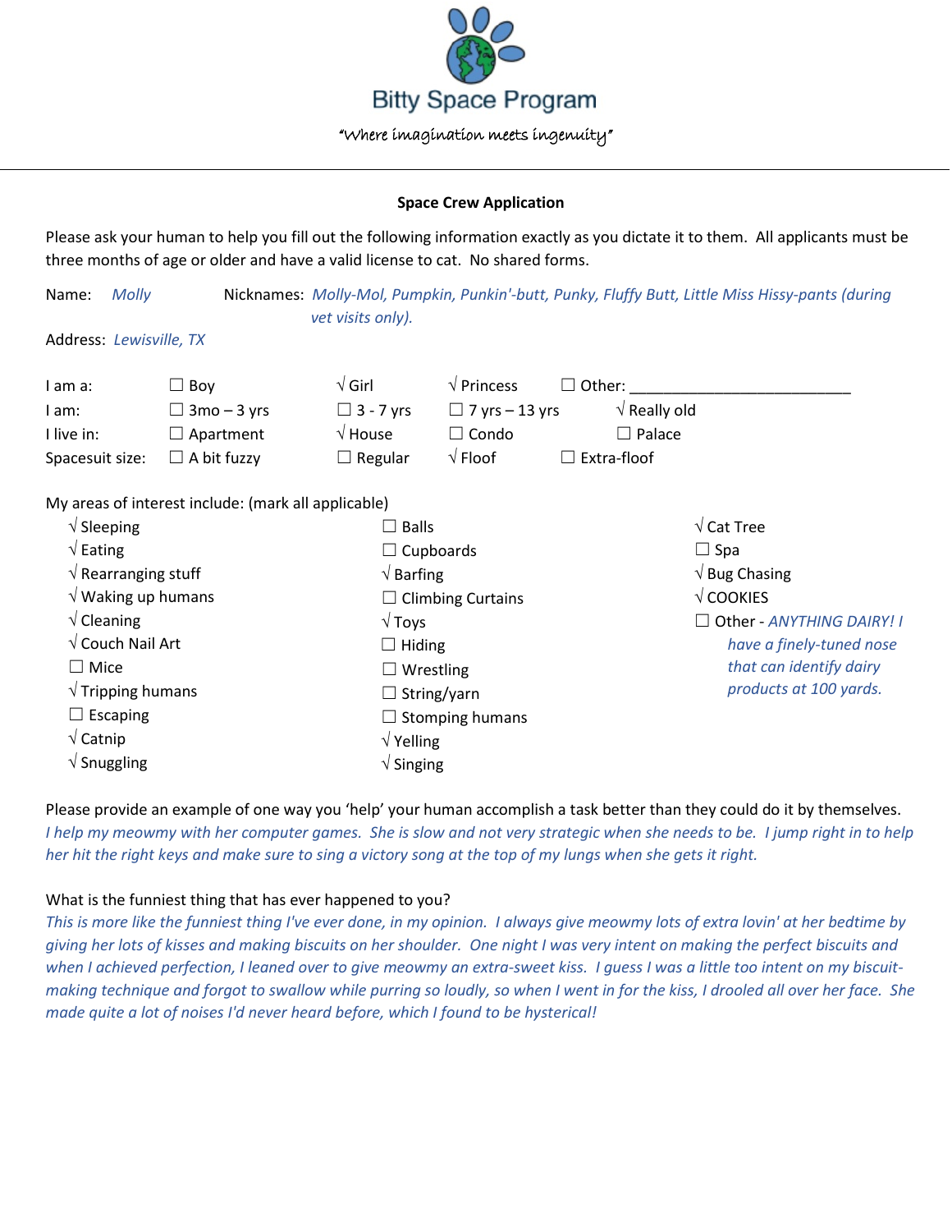# Bitty Space Program

*"Where imagination meets ingenuity"*

---

**Space Crew Application**

Please ask your human to help you fill out the following information exactly as you dictate it to them. All applicants must be three months of age or older and have a valid license to cat. No shared forms.

Name: *Molly* Nicknames: *Molly-Mol, Pumpkin, Punkin'-butt, Punky, Fluffy Butt, Little Miss Hissy-pants (during vet visits only).*

Address: *Lewisville, TX*

| | | | | | |
|---|---|---|---|---|---|
| I am a: | ☐ Boy | √ Girl | √ Princess | ☐ Other: ___________ | |
| I am: | ☐ 3mo – 3 yrs | ☐ 3 - 7 yrs | ☐ 7 yrs – 13 yrs | √ Really old | |
| I live in: | ☐ Apartment | √ House | ☐ Condo | ☐ Palace | |
| Spacesuit size: | ☐ A bit fuzzy | ☐ Regular | √ Floof | ☐ Extra-floof | |

My areas of interest include: (mark all applicable)

| | | |
|---|---|---|
| √ Sleeping | ☐ Balls | √ Cat Tree |
| √ Eating | ☐ Cupboards | ☐ Spa |
| √ Rearranging stuff | √ Barfing | √ Bug Chasing |
| √ Waking up humans | ☐ Climbing Curtains | √ COOKIES |
| √ Cleaning | √ Toys | ☐ Other - *ANYTHING DAIRY! I have a finely-tuned nose that can identify dairy products at 100 yards.* |
| √ Couch Nail Art | ☐ Hiding | |
| ☐ Mice | ☐ Wrestling | |
| √ Tripping humans | ☐ String/yarn | |
| ☐ Escaping | ☐ Stomping humans | |
| √ Catnip | √ Yelling | |
| √ Snuggling | √ Singing | |

Please provide an example of one way you 'help' your human accomplish a task better than they could do it by themselves.
*I help my meowmy with her computer games. She is slow and not very strategic when she needs to be. I jump right in to help her hit the right keys and make sure to sing a victory song at the top of my lungs when she gets it right.*

What is the funniest thing that has ever happened to you?
*This is more like the funniest thing I've ever done, in my opinion. I always give meowmy lots of extra lovin' at her bedtime by giving her lots of kisses and making biscuits on her shoulder. One night I was very intent on making the perfect biscuits and when I achieved perfection, I leaned over to give meowmy an extra-sweet kiss. I guess I was a little too intent on my biscuit-making technique and forgot to swallow while purring so loudly, so when I went in for the kiss, I drooled all over her face. She made quite a lot of noises I'd never heard before, which I found to be hysterical!*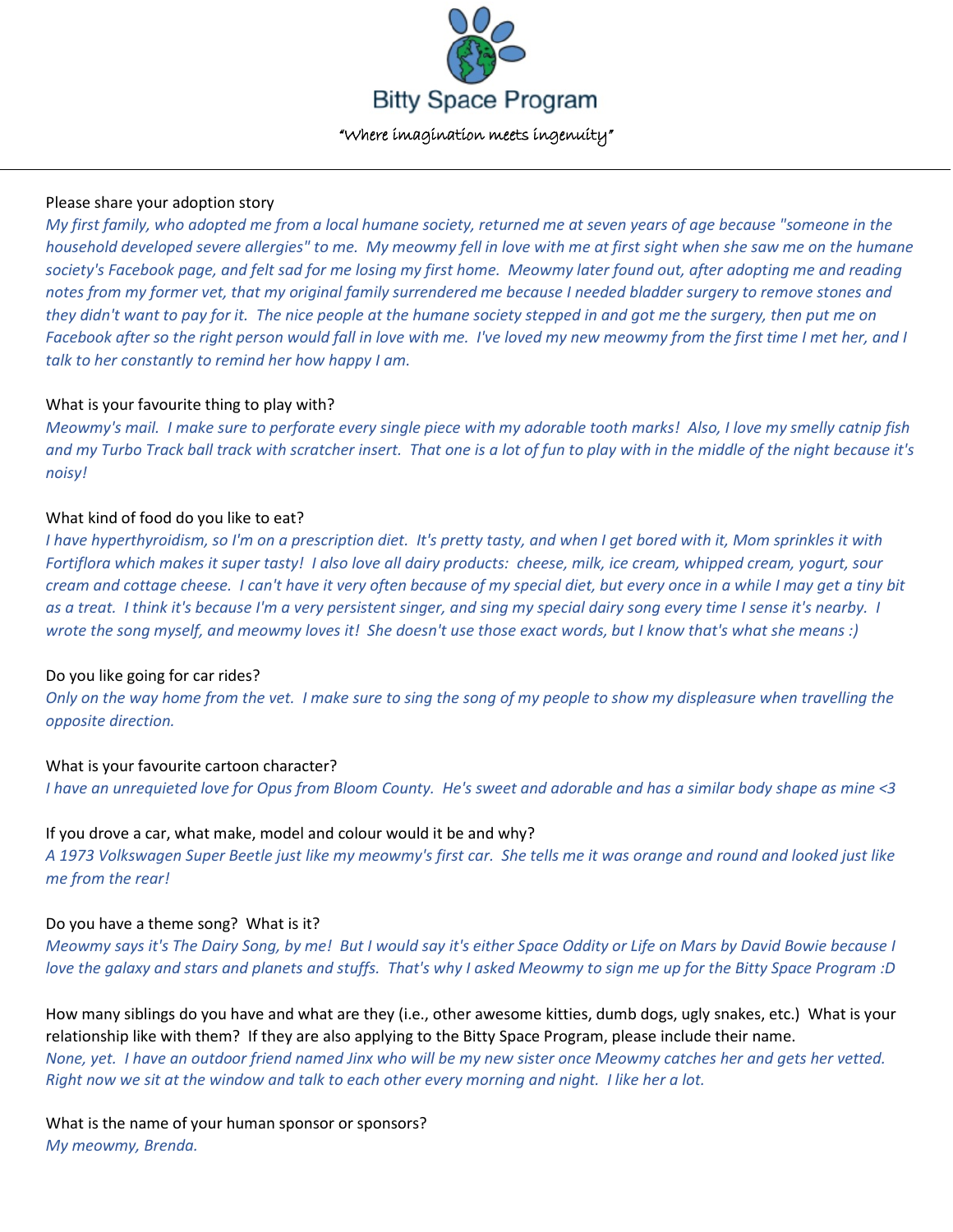Bitty Space Program

*"Where imagination meets ingenuity"*

---

Please share your adoption story

*My first family, who adopted me from a local humane society, returned me at seven years of age because "someone in the household developed severe allergies" to me. My meowmy fell in love with me at first sight when she saw me on the humane society's Facebook page, and felt sad for me losing my first home. Meowmy later found out, after adopting me and reading notes from my former vet, that my original family surrendered me because I needed bladder surgery to remove stones and they didn't want to pay for it. The nice people at the humane society stepped in and got me the surgery, then put me on Facebook after so the right person would fall in love with me. I've loved my new meowmy from the first time I met her, and I talk to her constantly to remind her how happy I am.*

What is your favourite thing to play with?

*Meowmy's mail. I make sure to perforate every single piece with my adorable tooth marks! Also, I love my smelly catnip fish and my Turbo Track ball track with scratcher insert. That one is a lot of fun to play with in the middle of the night because it's noisy!*

What kind of food do you like to eat?

*I have hyperthyroidism, so I'm on a prescription diet. It's pretty tasty, and when I get bored with it, Mom sprinkles it with Fortiflora which makes it super tasty! I also love all dairy products: cheese, milk, ice cream, whipped cream, yogurt, sour cream and cottage cheese. I can't have it very often because of my special diet, but every once in a while I may get a tiny bit as a treat. I think it's because I'm a very persistent singer, and sing my special dairy song every time I sense it's nearby. I wrote the song myself, and meowmy loves it! She doesn't use those exact words, but I know that's what she means :)*

Do you like going for car rides?

*Only on the way home from the vet. I make sure to sing the song of my people to show my displeasure when travelling the opposite direction.*

What is your favourite cartoon character?

*I have an unrequieted love for Opus from Bloom County. He's sweet and adorable and has a similar body shape as mine <3*

If you drove a car, what make, model and colour would it be and why?

*A 1973 Volkswagen Super Beetle just like my meowmy's first car. She tells me it was orange and round and looked just like me from the rear!*

Do you have a theme song? What is it?

*Meowmy says it's The Dairy Song, by me! But I would say it's either Space Oddity or Life on Mars by David Bowie because I love the galaxy and stars and planets and stuffs. That's why I asked Meowmy to sign me up for the Bitty Space Program :D*

How many siblings do you have and what are they (i.e., other awesome kitties, dumb dogs, ugly snakes, etc.) What is your relationship like with them? If they are also applying to the Bitty Space Program, please include their name.

*None, yet. I have an outdoor friend named Jinx who will be my new sister once Meowmy catches her and gets her vetted. Right now we sit at the window and talk to each other every morning and night. I like her a lot.*

What is the name of your human sponsor or sponsors?

*My meowmy, Brenda.*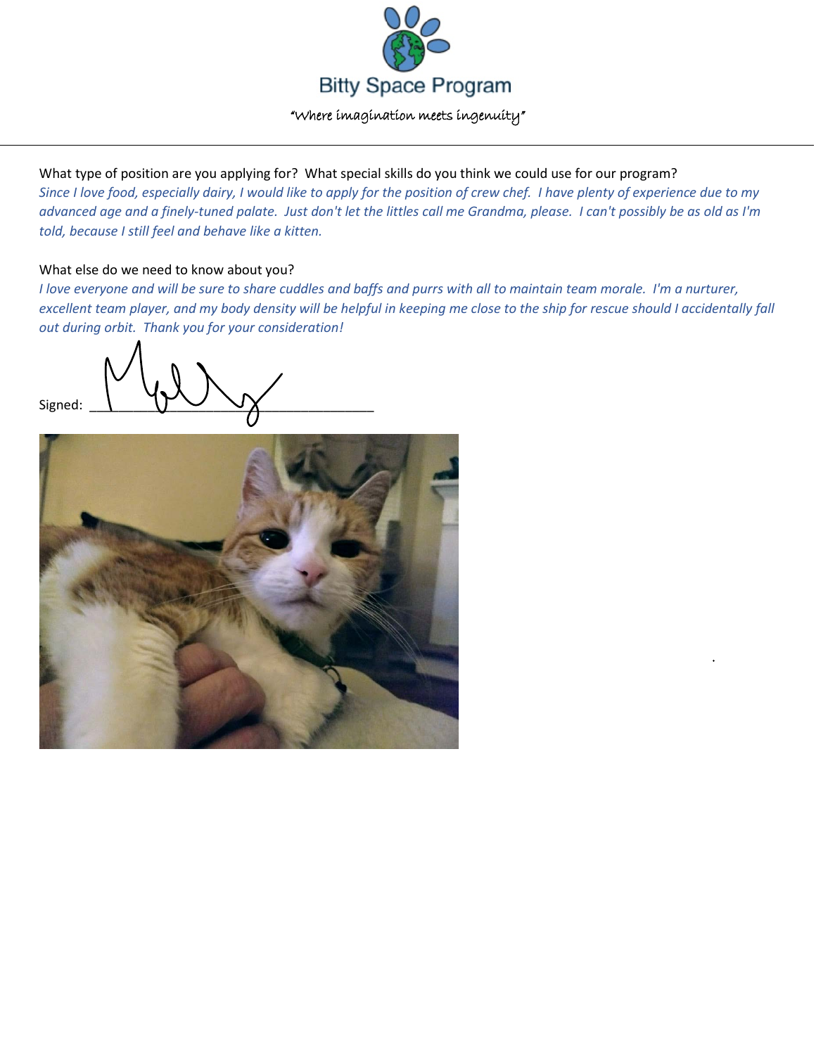Bitty Space Program

"Where imagination meets ingenuity"

What type of position are you applying for? What special skills do you think we could use for our program?

*Since I love food, especially dairy, I would like to apply for the position of crew chef. I have plenty of experience due to my advanced age and a finely-tuned palate. Just don't let the littles call me Grandma, please. I can't possibly be as old as I'm told, because I still feel and behave like a kitten.*

What else do we need to know about you?

*I love everyone and will be sure to share cuddles and baffs and purrs with all to maintain team morale. I'm a nurturer, excellent team player, and my body density will be helpful in keeping me close to the ship for rescue should I accidentally fall out during orbit. Thank you for your consideration!*

Signed: Molly